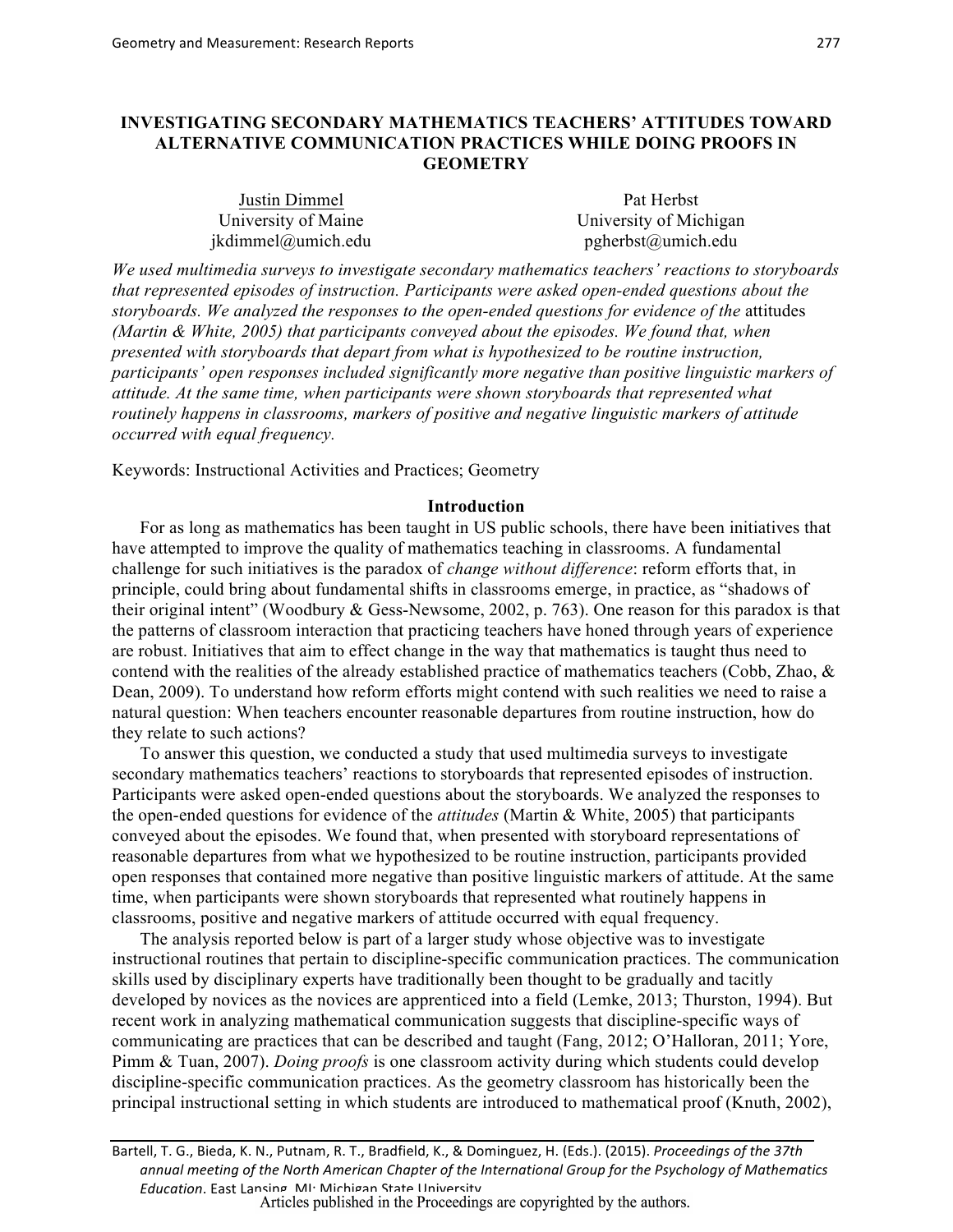# INVESTIGATING SECONDARY MATHEMATICS TEACHERS' ATTITUDES TOWARD ALTERNATIVE COMMUNICATION PRACTICES WHILE DOING PROOFS IN GEOMETRY

Justin Dimmel
University of Maine
jkdimmel@umich.edu

Pat Herbst
University of Michigan
pgherbst@umich.edu

*We used multimedia surveys to investigate secondary mathematics teachers' reactions to storyboards that represented episodes of instruction. Participants were asked open-ended questions about the storyboards. We analyzed the responses to the open-ended questions for evidence of the* attitudes *(Martin & White, 2005) that participants conveyed about the episodes. We found that, when presented with storyboards that depart from what is hypothesized to be routine instruction, participants' open responses included significantly more negative than positive linguistic markers of attitude. At the same time, when participants were shown storyboards that represented what routinely happens in classrooms, markers of positive and negative linguistic markers of attitude occurred with equal frequency.*

Keywords: Instructional Activities and Practices; Geometry

## Introduction

For as long as mathematics has been taught in US public schools, there have been initiatives that have attempted to improve the quality of mathematics teaching in classrooms. A fundamental challenge for such initiatives is the paradox of *change without difference*: reform efforts that, in principle, could bring about fundamental shifts in classrooms emerge, in practice, as "shadows of their original intent" (Woodbury & Gess-Newsome, 2002, p. 763). One reason for this paradox is that the patterns of classroom interaction that practicing teachers have honed through years of experience are robust. Initiatives that aim to effect change in the way that mathematics is taught thus need to contend with the realities of the already established practice of mathematics teachers (Cobb, Zhao, & Dean, 2009). To understand how reform efforts might contend with such realities we need to raise a natural question: When teachers encounter reasonable departures from routine instruction, how do they relate to such actions?

To answer this question, we conducted a study that used multimedia surveys to investigate secondary mathematics teachers' reactions to storyboards that represented episodes of instruction. Participants were asked open-ended questions about the storyboards. We analyzed the responses to the open-ended questions for evidence of the *attitudes* (Martin & White, 2005) that participants conveyed about the episodes. We found that, when presented with storyboard representations of reasonable departures from what we hypothesized to be routine instruction, participants provided open responses that contained more negative than positive linguistic markers of attitude. At the same time, when participants were shown storyboards that represented what routinely happens in classrooms, positive and negative markers of attitude occurred with equal frequency.

The analysis reported below is part of a larger study whose objective was to investigate instructional routines that pertain to discipline-specific communication practices. The communication skills used by disciplinary experts have traditionally been thought to be gradually and tacitly developed by novices as the novices are apprenticed into a field (Lemke, 2013; Thurston, 1994). But recent work in analyzing mathematical communication suggests that discipline-specific ways of communicating are practices that can be described and taught (Fang, 2012; O'Halloran, 2011; Yore, Pimm & Tuan, 2007). *Doing proofs* is one classroom activity during which students could develop discipline-specific communication practices. As the geometry classroom has historically been the principal instructional setting in which students are introduced to mathematical proof (Knuth, 2002),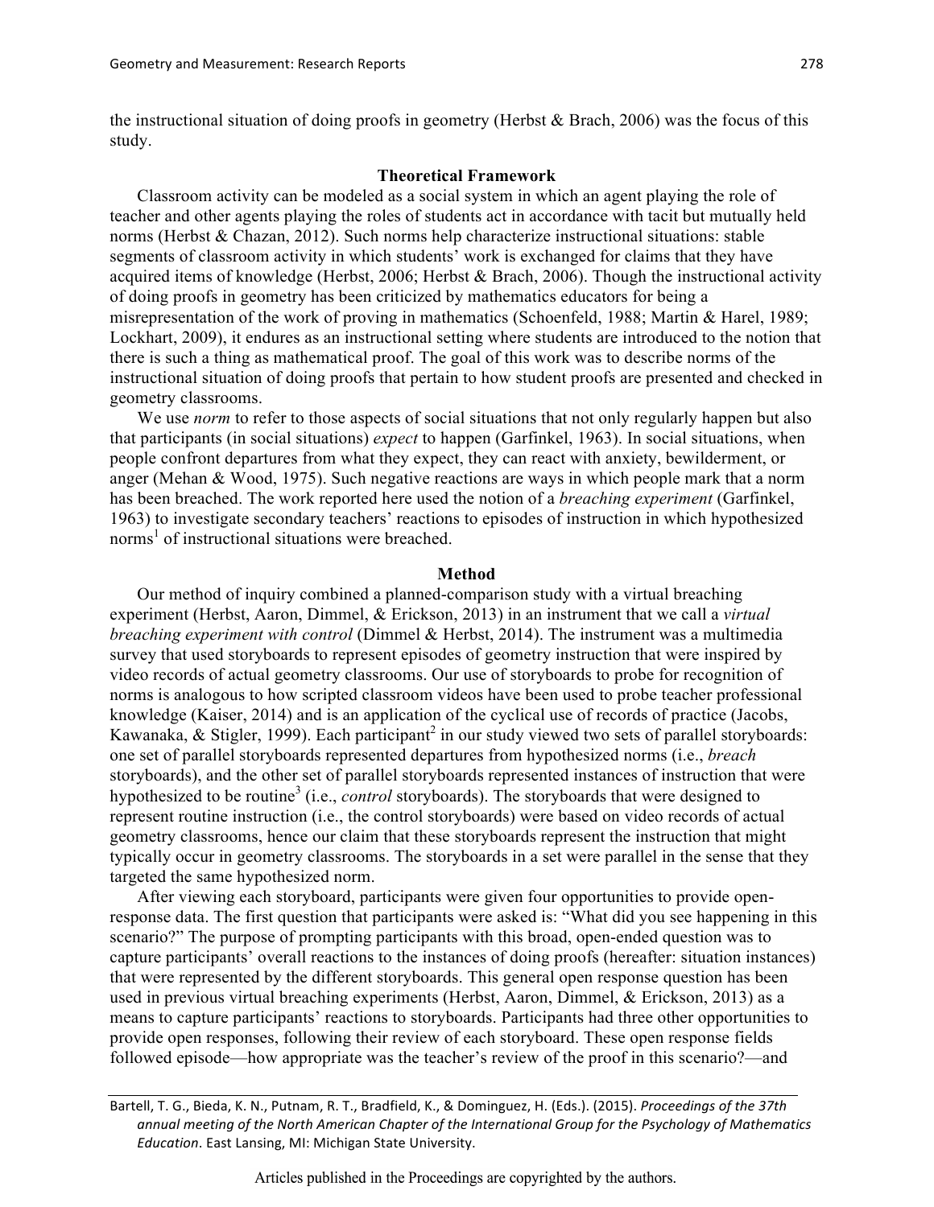the instructional situation of doing proofs in geometry (Herbst & Brach, 2006) was the focus of this study.

## Theoretical Framework

Classroom activity can be modeled as a social system in which an agent playing the role of teacher and other agents playing the roles of students act in accordance with tacit but mutually held norms (Herbst & Chazan, 2012). Such norms help characterize instructional situations: stable segments of classroom activity in which students' work is exchanged for claims that they have acquired items of knowledge (Herbst, 2006; Herbst & Brach, 2006). Though the instructional activity of doing proofs in geometry has been criticized by mathematics educators for being a misrepresentation of the work of proving in mathematics (Schoenfeld, 1988; Martin & Harel, 1989; Lockhart, 2009), it endures as an instructional setting where students are introduced to the notion that there is such a thing as mathematical proof. The goal of this work was to describe norms of the instructional situation of doing proofs that pertain to how student proofs are presented and checked in geometry classrooms.

We use *norm* to refer to those aspects of social situations that not only regularly happen but also that participants (in social situations) *expect* to happen (Garfinkel, 1963). In social situations, when people confront departures from what they expect, they can react with anxiety, bewilderment, or anger (Mehan & Wood, 1975). Such negative reactions are ways in which people mark that a norm has been breached. The work reported here used the notion of a *breaching experiment* (Garfinkel, 1963) to investigate secondary teachers' reactions to episodes of instruction in which hypothesized norms[1] of instructional situations were breached.

## Method

Our method of inquiry combined a planned-comparison study with a virtual breaching experiment (Herbst, Aaron, Dimmel, & Erickson, 2013) in an instrument that we call a *virtual breaching experiment with control* (Dimmel & Herbst, 2014). The instrument was a multimedia survey that used storyboards to represent episodes of geometry instruction that were inspired by video records of actual geometry classrooms. Our use of storyboards to probe for recognition of norms is analogous to how scripted classroom videos have been used to probe teacher professional knowledge (Kaiser, 2014) and is an application of the cyclical use of records of practice (Jacobs, Kawanaka, & Stigler, 1999). Each participant[2] in our study viewed two sets of parallel storyboards: one set of parallel storyboards represented departures from hypothesized norms (i.e., *breach* storyboards), and the other set of parallel storyboards represented instances of instruction that were hypothesized to be routine[3] (i.e., *control* storyboards). The storyboards that were designed to represent routine instruction (i.e., the control storyboards) were based on video records of actual geometry classrooms, hence our claim that these storyboards represent the instruction that might typically occur in geometry classrooms. The storyboards in a set were parallel in the sense that they targeted the same hypothesized norm.

After viewing each storyboard, participants were given four opportunities to provide open-response data. The first question that participants were asked is: "What did you see happening in this scenario?" The purpose of prompting participants with this broad, open-ended question was to capture participants' overall reactions to the instances of doing proofs (hereafter: situation instances) that were represented by the different storyboards. This general open response question has been used in previous virtual breaching experiments (Herbst, Aaron, Dimmel, & Erickson, 2013) as a means to capture participants' reactions to storyboards. Participants had three other opportunities to provide open responses, following their review of each storyboard. These open response fields followed episode—how appropriate was the teacher's review of the proof in this scenario?—and

Bartell, T. G., Bieda, K. N., Putnam, R. T., Bradfield, K., & Dominguez, H. (Eds.). (2015). *Proceedings of the 37th annual meeting of the North American Chapter of the International Group for the Psychology of Mathematics Education*. East Lansing, MI: Michigan State University.

Articles published in the Proceedings are copyrighted by the authors.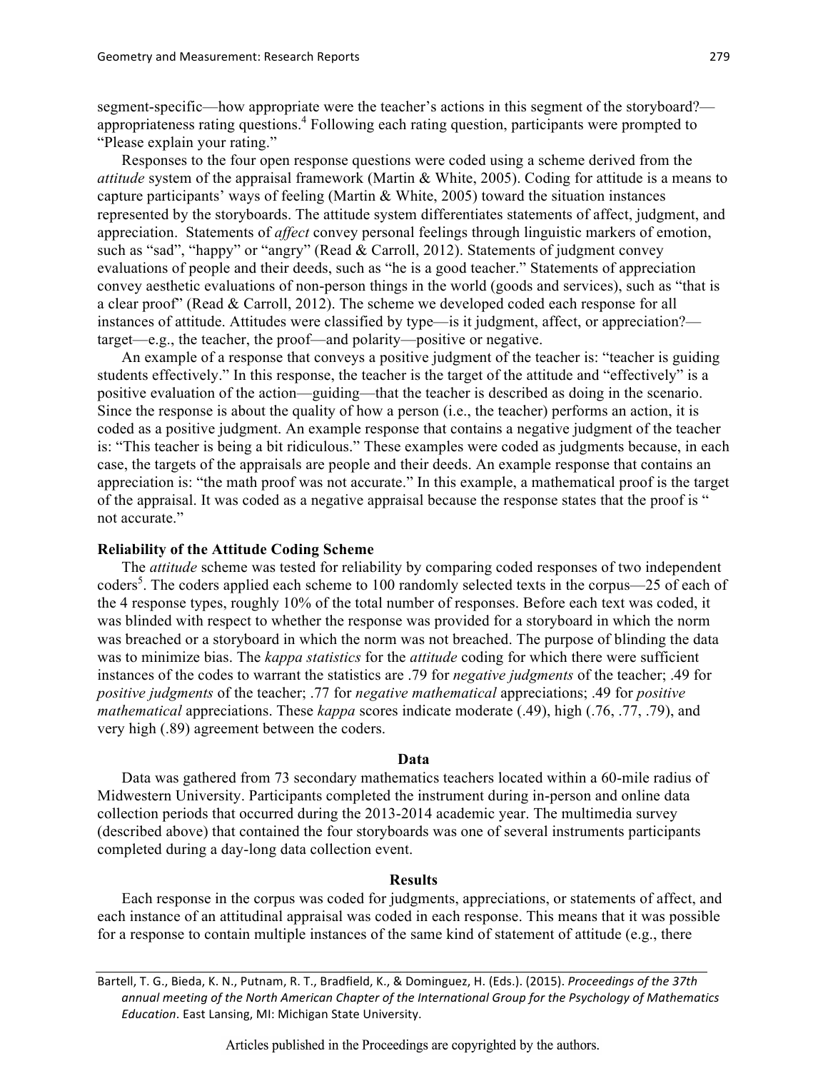segment-specific—how appropriate were the teacher's actions in this segment of the storyboard?—appropriateness rating questions.[4] Following each rating question, participants were prompted to "Please explain your rating."

Responses to the four open response questions were coded using a scheme derived from the *attitude* system of the appraisal framework (Martin & White, 2005). Coding for attitude is a means to capture participants' ways of feeling (Martin & White, 2005) toward the situation instances represented by the storyboards. The attitude system differentiates statements of affect, judgment, and appreciation. Statements of *affect* convey personal feelings through linguistic markers of emotion, such as "sad", "happy" or "angry" (Read & Carroll, 2012). Statements of judgment convey evaluations of people and their deeds, such as "he is a good teacher." Statements of appreciation convey aesthetic evaluations of non-person things in the world (goods and services), such as "that is a clear proof" (Read & Carroll, 2012). The scheme we developed coded each response for all instances of attitude. Attitudes were classified by type—is it judgment, affect, or appreciation?—target—e.g., the teacher, the proof—and polarity—positive or negative.

An example of a response that conveys a positive judgment of the teacher is: "teacher is guiding students effectively." In this response, the teacher is the target of the attitude and "effectively" is a positive evaluation of the action—guiding—that the teacher is described as doing in the scenario. Since the response is about the quality of how a person (i.e., the teacher) performs an action, it is coded as a positive judgment. An example response that contains a negative judgment of the teacher is: "This teacher is being a bit ridiculous." These examples were coded as judgments because, in each case, the targets of the appraisals are people and their deeds. An example response that contains an appreciation is: "the math proof was not accurate." In this example, a mathematical proof is the target of the appraisal. It was coded as a negative appraisal because the response states that the proof is " not accurate."

**Reliability of the Attitude Coding Scheme**

The *attitude* scheme was tested for reliability by comparing coded responses of two independent coders[5]. The coders applied each scheme to 100 randomly selected texts in the corpus—25 of each of the 4 response types, roughly 10% of the total number of responses. Before each text was coded, it was blinded with respect to whether the response was provided for a storyboard in which the norm was breached or a storyboard in which the norm was not breached. The purpose of blinding the data was to minimize bias. The *kappa statistics* for the *attitude* coding for which there were sufficient instances of the codes to warrant the statistics are .79 for *negative judgments* of the teacher; .49 for *positive judgments* of the teacher; .77 for *negative mathematical* appreciations; .49 for *positive mathematical* appreciations. These *kappa* scores indicate moderate (.49), high (.76, .77, .79), and very high (.89) agreement between the coders.

## Data

Data was gathered from 73 secondary mathematics teachers located within a 60-mile radius of Midwestern University. Participants completed the instrument during in-person and online data collection periods that occurred during the 2013-2014 academic year. The multimedia survey (described above) that contained the four storyboards was one of several instruments participants completed during a day-long data collection event.

## Results

Each response in the corpus was coded for judgments, appreciations, or statements of affect, and each instance of an attitudinal appraisal was coded in each response. This means that it was possible for a response to contain multiple instances of the same kind of statement of attitude (e.g., there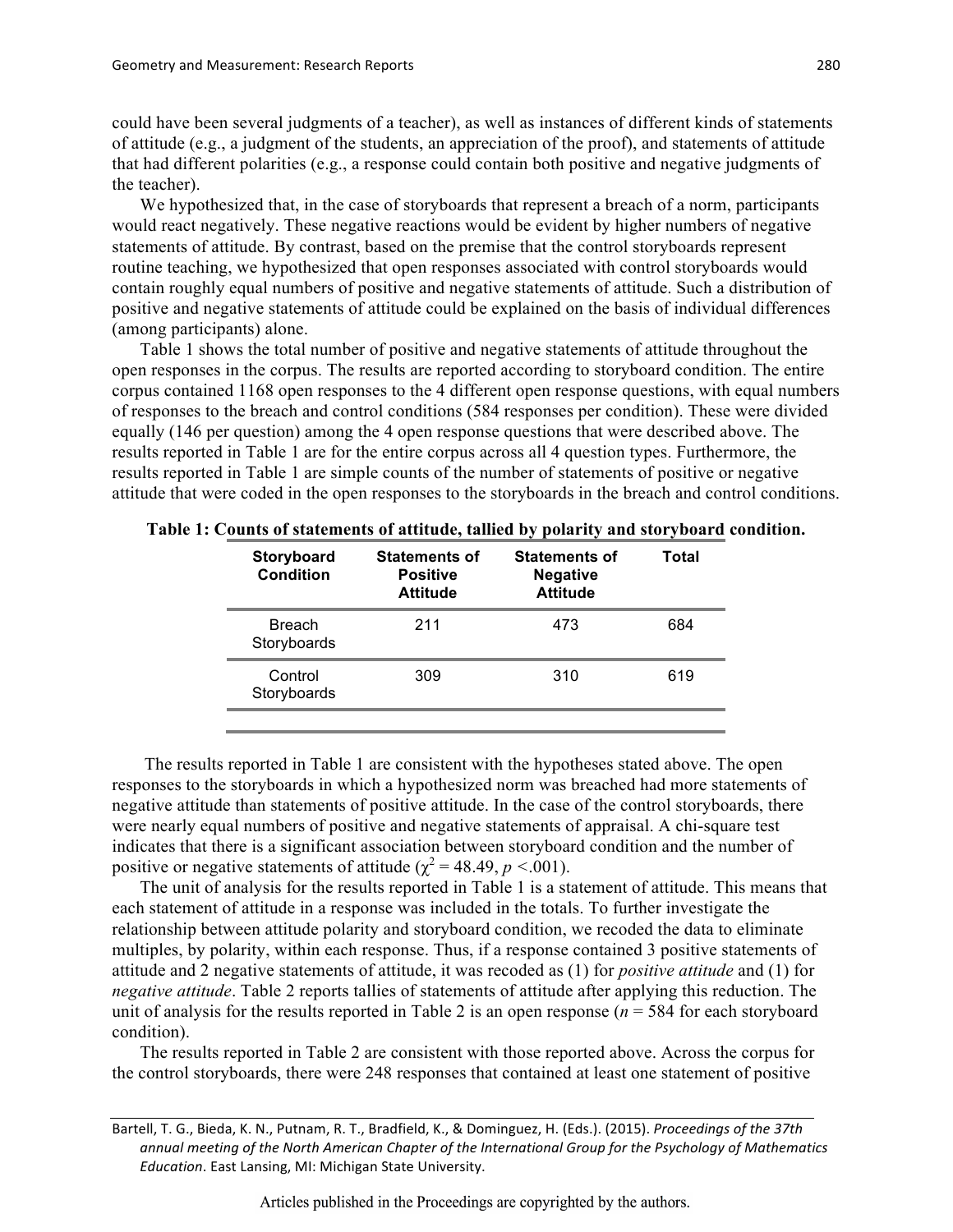could have been several judgments of a teacher), as well as instances of different kinds of statements of attitude (e.g., a judgment of the students, an appreciation of the proof), and statements of attitude that had different polarities (e.g., a response could contain both positive and negative judgments of the teacher).

We hypothesized that, in the case of storyboards that represent a breach of a norm, participants would react negatively. These negative reactions would be evident by higher numbers of negative statements of attitude. By contrast, based on the premise that the control storyboards represent routine teaching, we hypothesized that open responses associated with control storyboards would contain roughly equal numbers of positive and negative statements of attitude. Such a distribution of positive and negative statements of attitude could be explained on the basis of individual differences (among participants) alone.

Table 1 shows the total number of positive and negative statements of attitude throughout the open responses in the corpus. The results are reported according to storyboard condition. The entire corpus contained 1168 open responses to the 4 different open response questions, with equal numbers of responses to the breach and control conditions (584 responses per condition). These were divided equally (146 per question) among the 4 open response questions that were described above. The results reported in Table 1 are for the entire corpus across all 4 question types. Furthermore, the results reported in Table 1 are simple counts of the number of statements of positive or negative attitude that were coded in the open responses to the storyboards in the breach and control conditions.

**Table 1: Counts of statements of attitude, tallied by polarity and storyboard condition.**

| Storyboard Condition | Statements of Positive Attitude | Statements of Negative Attitude | Total |
|---|---|---|---|
| Breach Storyboards | 211 | 473 | 684 |
| Control Storyboards | 309 | 310 | 619 |

The results reported in Table 1 are consistent with the hypotheses stated above. The open responses to the storyboards in which a hypothesized norm was breached had more statements of negative attitude than statements of positive attitude. In the case of the control storyboards, there were nearly equal numbers of positive and negative statements of appraisal. A chi-square test indicates that there is a significant association between storyboard condition and the number of positive or negative statements of attitude ($\chi^2 = 48.49$, $p < .001$).

The unit of analysis for the results reported in Table 1 is a statement of attitude. This means that each statement of attitude in a response was included in the totals. To further investigate the relationship between attitude polarity and storyboard condition, we recoded the data to eliminate multiples, by polarity, within each response. Thus, if a response contained 3 positive statements of attitude and 2 negative statements of attitude, it was recoded as (1) for *positive attitude* and (1) for *negative attitude*. Table 2 reports tallies of statements of attitude after applying this reduction. The unit of analysis for the results reported in Table 2 is an open response ($n = 584$ for each storyboard condition).

The results reported in Table 2 are consistent with those reported above. Across the corpus for the control storyboards, there were 248 responses that contained at least one statement of positive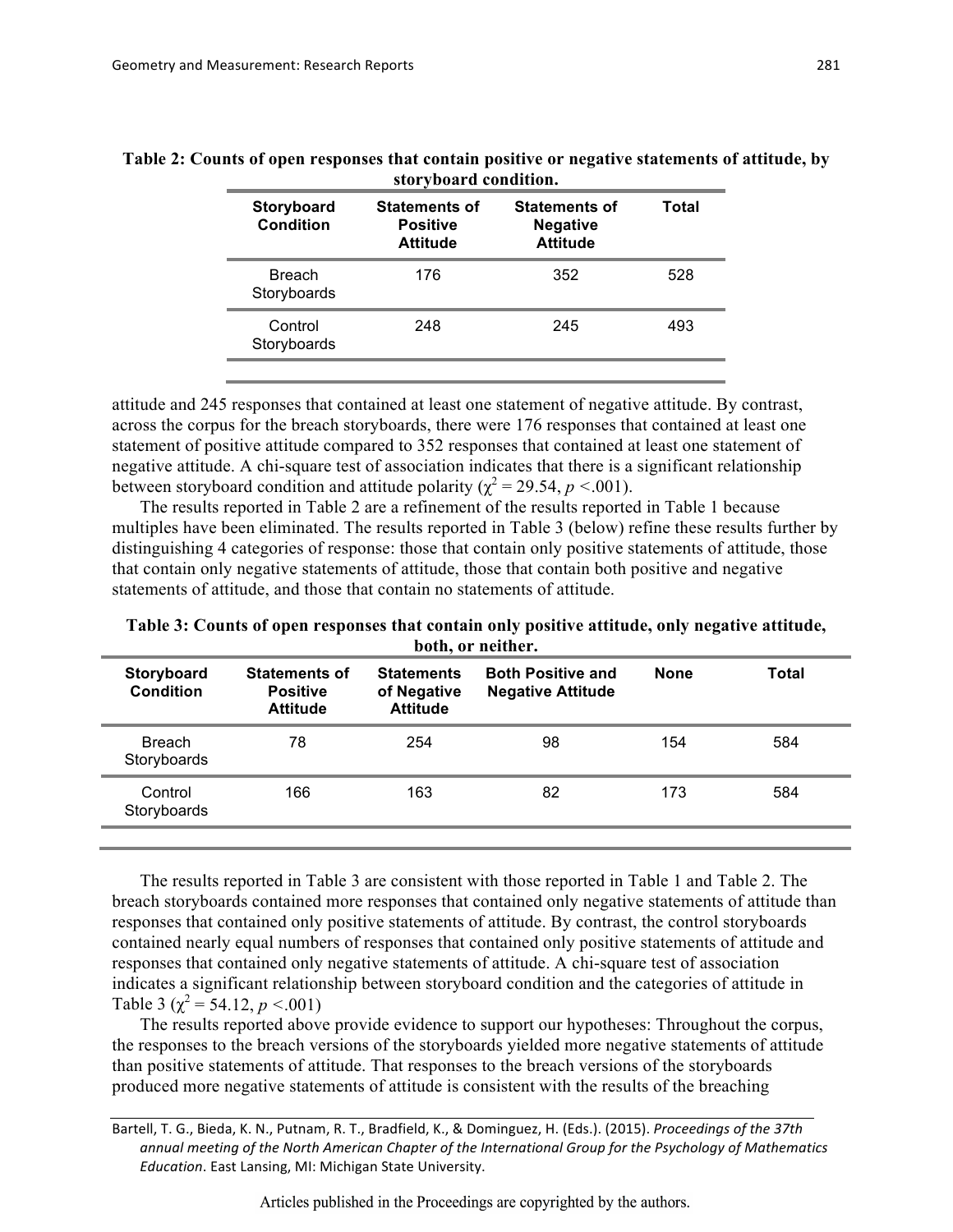**Table 2: Counts of open responses that contain positive or negative statements of attitude, by storyboard condition.**

| Storyboard Condition | Statements of Positive Attitude | Statements of Negative Attitude | Total |
|---|---|---|---|
| Breach Storyboards | 176 | 352 | 528 |
| Control Storyboards | 248 | 245 | 493 |

attitude and 245 responses that contained at least one statement of negative attitude. By contrast, across the corpus for the breach storyboards, there were 176 responses that contained at least one statement of positive attitude compared to 352 responses that contained at least one statement of negative attitude. A chi-square test of association indicates that there is a significant relationship between storyboard condition and attitude polarity ($\chi^2 = 29.54$, $p < .001$).

The results reported in Table 2 are a refinement of the results reported in Table 1 because multiples have been eliminated. The results reported in Table 3 (below) refine these results further by distinguishing 4 categories of response: those that contain only positive statements of attitude, those that contain only negative statements of attitude, those that contain both positive and negative statements of attitude, and those that contain no statements of attitude.

**Table 3: Counts of open responses that contain only positive attitude, only negative attitude, both, or neither.**

| Storyboard Condition | Statements of Positive Attitude | Statements of Negative Attitude | Both Positive and Negative Attitude | None | Total |
|---|---|---|---|---|---|
| Breach Storyboards | 78 | 254 | 98 | 154 | 584 |
| Control Storyboards | 166 | 163 | 82 | 173 | 584 |

The results reported in Table 3 are consistent with those reported in Table 1 and Table 2. The breach storyboards contained more responses that contained only negative statements of attitude than responses that contained only positive statements of attitude. By contrast, the control storyboards contained nearly equal numbers of responses that contained only positive statements of attitude and responses that contained only negative statements of attitude. A chi-square test of association indicates a significant relationship between storyboard condition and the categories of attitude in Table 3 ($\chi^2 = 54.12$, $p < .001$)

The results reported above provide evidence to support our hypotheses: Throughout the corpus, the responses to the breach versions of the storyboards yielded more negative statements of attitude than positive statements of attitude. That responses to the breach versions of the storyboards produced more negative statements of attitude is consistent with the results of the breaching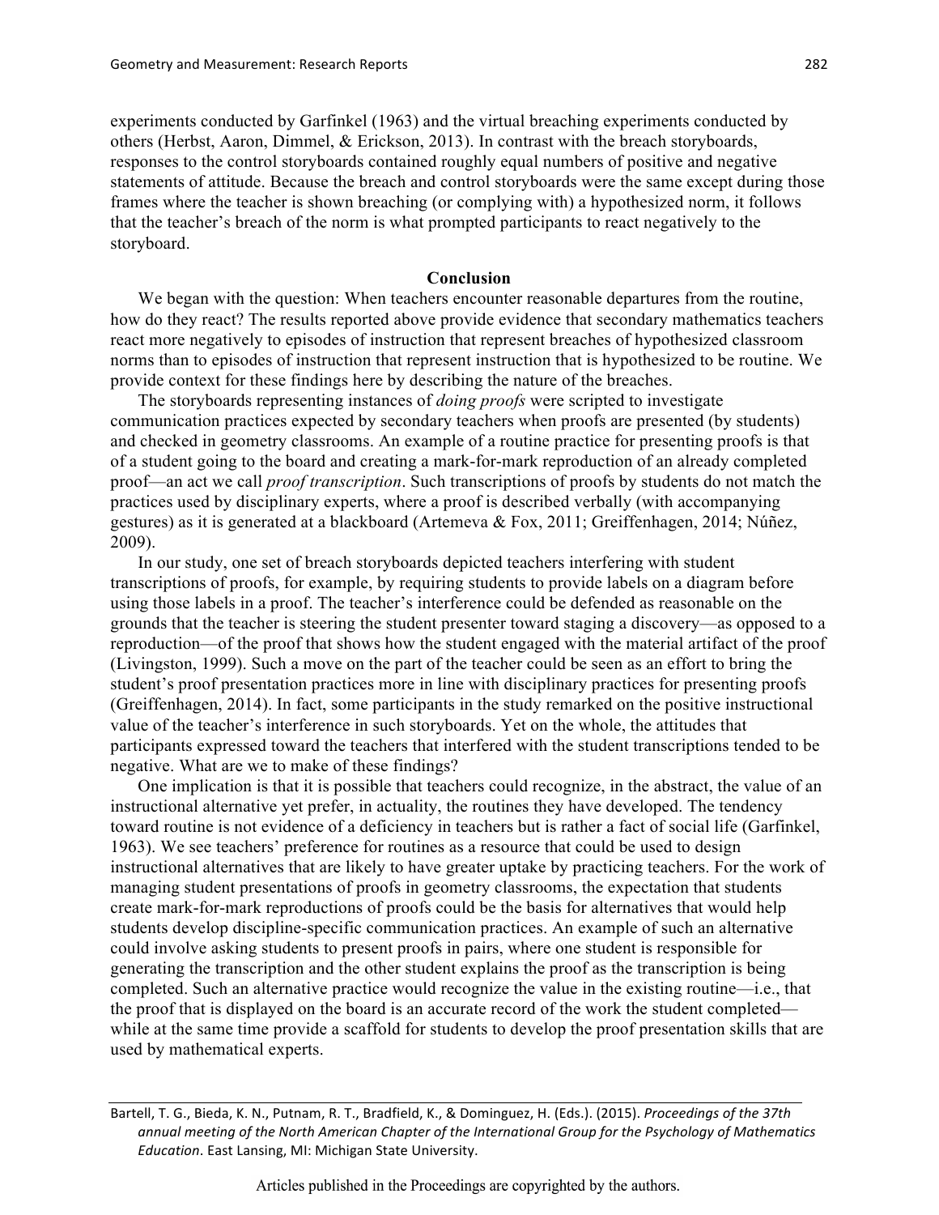experiments conducted by Garfinkel (1963) and the virtual breaching experiments conducted by others (Herbst, Aaron, Dimmel, & Erickson, 2013). In contrast with the breach storyboards, responses to the control storyboards contained roughly equal numbers of positive and negative statements of attitude. Because the breach and control storyboards were the same except during those frames where the teacher is shown breaching (or complying with) a hypothesized norm, it follows that the teacher's breach of the norm is what prompted participants to react negatively to the storyboard.

## Conclusion

We began with the question: When teachers encounter reasonable departures from the routine, how do they react? The results reported above provide evidence that secondary mathematics teachers react more negatively to episodes of instruction that represent breaches of hypothesized classroom norms than to episodes of instruction that represent instruction that is hypothesized to be routine. We provide context for these findings here by describing the nature of the breaches.

The storyboards representing instances of *doing proofs* were scripted to investigate communication practices expected by secondary teachers when proofs are presented (by students) and checked in geometry classrooms. An example of a routine practice for presenting proofs is that of a student going to the board and creating a mark-for-mark reproduction of an already completed proof—an act we call *proof transcription*. Such transcriptions of proofs by students do not match the practices used by disciplinary experts, where a proof is described verbally (with accompanying gestures) as it is generated at a blackboard (Artemeva & Fox, 2011; Greiffenhagen, 2014; Núñez, 2009).

In our study, one set of breach storyboards depicted teachers interfering with student transcriptions of proofs, for example, by requiring students to provide labels on a diagram before using those labels in a proof. The teacher's interference could be defended as reasonable on the grounds that the teacher is steering the student presenter toward staging a discovery—as opposed to a reproduction—of the proof that shows how the student engaged with the material artifact of the proof (Livingston, 1999). Such a move on the part of the teacher could be seen as an effort to bring the student's proof presentation practices more in line with disciplinary practices for presenting proofs (Greiffenhagen, 2014). In fact, some participants in the study remarked on the positive instructional value of the teacher's interference in such storyboards. Yet on the whole, the attitudes that participants expressed toward the teachers that interfered with the student transcriptions tended to be negative. What are we to make of these findings?

One implication is that it is possible that teachers could recognize, in the abstract, the value of an instructional alternative yet prefer, in actuality, the routines they have developed. The tendency toward routine is not evidence of a deficiency in teachers but is rather a fact of social life (Garfinkel, 1963). We see teachers' preference for routines as a resource that could be used to design instructional alternatives that are likely to have greater uptake by practicing teachers. For the work of managing student presentations of proofs in geometry classrooms, the expectation that students create mark-for-mark reproductions of proofs could be the basis for alternatives that would help students develop discipline-specific communication practices. An example of such an alternative could involve asking students to present proofs in pairs, where one student is responsible for generating the transcription and the other student explains the proof as the transcription is being completed. Such an alternative practice would recognize the value in the existing routine—i.e., that the proof that is displayed on the board is an accurate record of the work the student completed—while at the same time provide a scaffold for students to develop the proof presentation skills that are used by mathematical experts.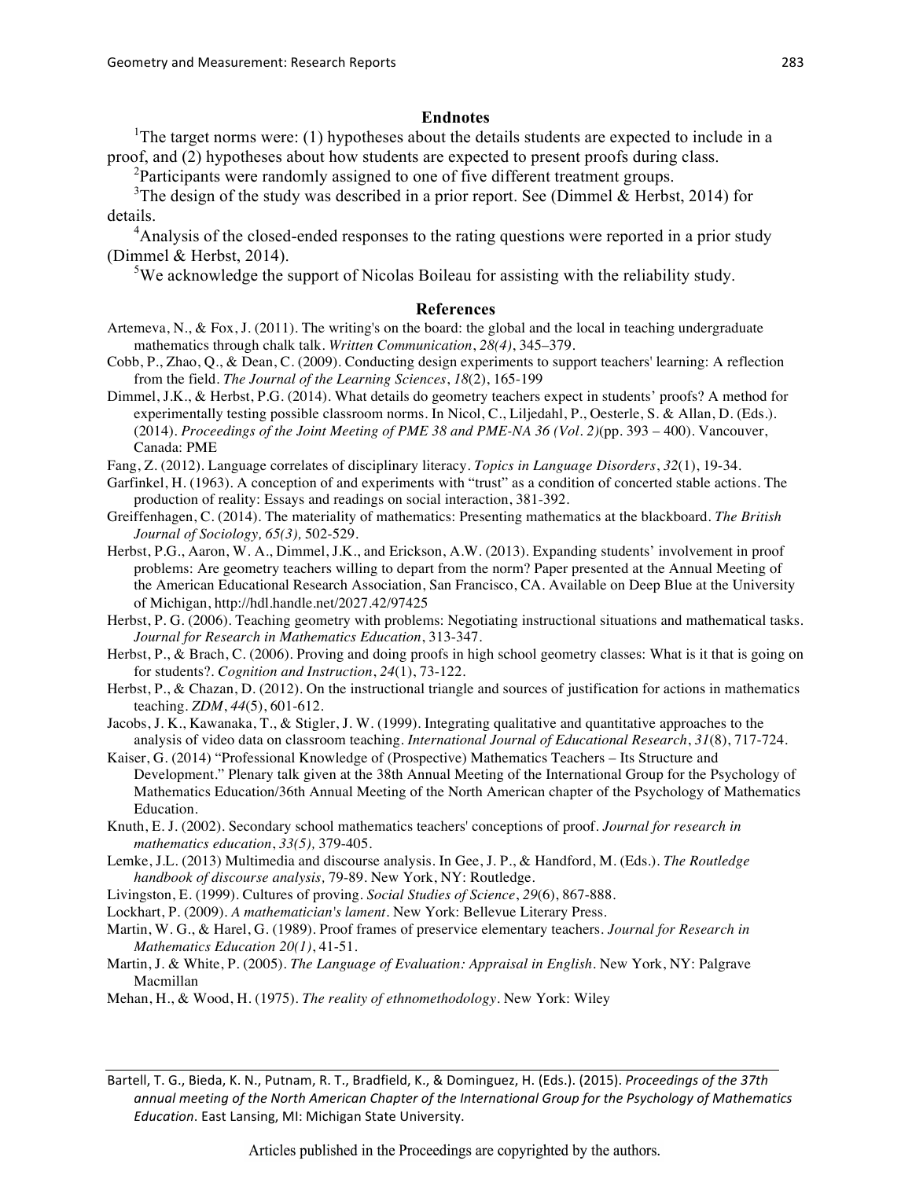## Endnotes

[1]The target norms were: (1) hypotheses about the details students are expected to include in a proof, and (2) hypotheses about how students are expected to present proofs during class.

[2]Participants were randomly assigned to one of five different treatment groups.

[3]The design of the study was described in a prior report. See (Dimmel & Herbst, 2014) for details.

[4]Analysis of the closed-ended responses to the rating questions were reported in a prior study (Dimmel & Herbst, 2014).

[5]We acknowledge the support of Nicolas Boileau for assisting with the reliability study.

## References

Artemeva, N., & Fox, J. (2011). The writing's on the board: the global and the local in teaching undergraduate mathematics through chalk talk. *Written Communication*, *28(4)*, 345–379.

Cobb, P., Zhao, Q., & Dean, C. (2009). Conducting design experiments to support teachers' learning: A reflection from the field. *The Journal of the Learning Sciences*, *18*(2), 165-199

Dimmel, J.K., & Herbst, P.G. (2014). What details do geometry teachers expect in students' proofs? A method for experimentally testing possible classroom norms. In Nicol, C., Liljedahl, P., Oesterle, S. & Allan, D. (Eds.). (2014). *Proceedings of the Joint Meeting of PME 38 and PME-NA 36 (Vol. 2)*(pp. 393 – 400). Vancouver, Canada: PME

Fang, Z. (2012). Language correlates of disciplinary literacy. *Topics in Language Disorders*, *32*(1), 19-34.

Garfinkel, H. (1963). A conception of and experiments with "trust" as a condition of concerted stable actions. The production of reality: Essays and readings on social interaction, 381-392.

Greiffenhagen, C. (2014). The materiality of mathematics: Presenting mathematics at the blackboard. *The British Journal of Sociology, 65(3),* 502-529.

Herbst, P.G., Aaron, W. A., Dimmel, J.K., and Erickson, A.W. (2013). Expanding students' involvement in proof problems: Are geometry teachers willing to depart from the norm? Paper presented at the Annual Meeting of the American Educational Research Association, San Francisco, CA. Available on Deep Blue at the University of Michigan, http://hdl.handle.net/2027.42/97425

Herbst, P. G. (2006). Teaching geometry with problems: Negotiating instructional situations and mathematical tasks. *Journal for Research in Mathematics Education*, 313-347.

Herbst, P., & Brach, C. (2006). Proving and doing proofs in high school geometry classes: What is it that is going on for students?. *Cognition and Instruction*, *24*(1), 73-122.

Herbst, P., & Chazan, D. (2012). On the instructional triangle and sources of justification for actions in mathematics teaching. *ZDM*, *44*(5), 601-612.

Jacobs, J. K., Kawanaka, T., & Stigler, J. W. (1999). Integrating qualitative and quantitative approaches to the analysis of video data on classroom teaching. *International Journal of Educational Research*, *31*(8), 717-724.

Kaiser, G. (2014) "Professional Knowledge of (Prospective) Mathematics Teachers – Its Structure and Development." Plenary talk given at the 38th Annual Meeting of the International Group for the Psychology of Mathematics Education/36th Annual Meeting of the North American chapter of the Psychology of Mathematics Education.

Knuth, E. J. (2002). Secondary school mathematics teachers' conceptions of proof. *Journal for research in mathematics education*, *33(5),* 379-405.

Lemke, J.L. (2013) Multimedia and discourse analysis. In Gee, J. P., & Handford, M. (Eds.). *The Routledge handbook of discourse analysis,* 79-89. New York, NY: Routledge.

Livingston, E. (1999). Cultures of proving. *Social Studies of Science*, *29*(6), 867-888.

Lockhart, P. (2009). *A mathematician's lament*. New York: Bellevue Literary Press.

Martin, W. G., & Harel, G. (1989). Proof frames of preservice elementary teachers. *Journal for Research in Mathematics Education 20(1)*, 41-51.

Martin, J. & White, P. (2005). *The Language of Evaluation: Appraisal in English*. New York, NY: Palgrave Macmillan

Mehan, H., & Wood, H. (1975). *The reality of ethnomethodology*. New York: Wiley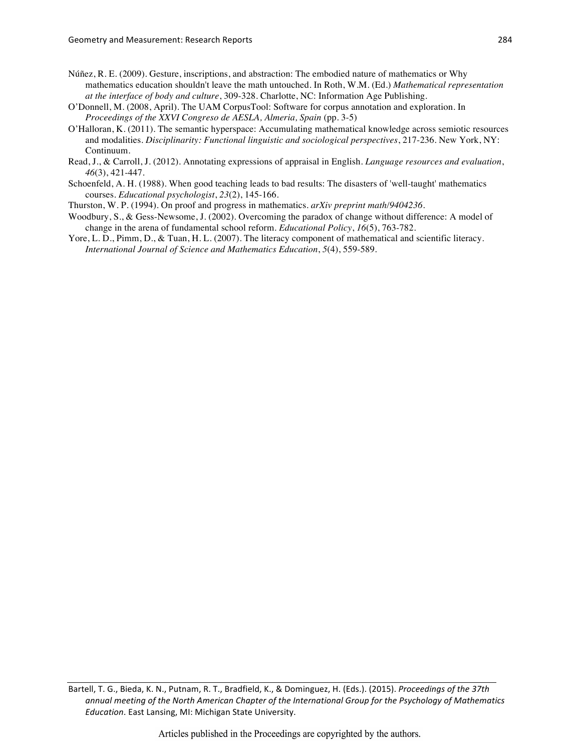Núñez, R. E. (2009). Gesture, inscriptions, and abstraction: The embodied nature of mathematics or Why mathematics education shouldn't leave the math untouched. In Roth, W.M. (Ed.) *Mathematical representation at the interface of body and culture*, 309-328. Charlotte, NC: Information Age Publishing.

O'Donnell, M. (2008, April). The UAM CorpusTool: Software for corpus annotation and exploration. In *Proceedings of the XXVI Congreso de AESLA, Almeria, Spain* (pp. 3-5)

O'Halloran, K. (2011). The semantic hyperspace: Accumulating mathematical knowledge across semiotic resources and modalities. *Disciplinarity: Functional linguistic and sociological perspectives*, 217-236. New York, NY: Continuum.

Read, J., & Carroll, J. (2012). Annotating expressions of appraisal in English. *Language resources and evaluation*, *46*(3), 421-447.

Schoenfeld, A. H. (1988). When good teaching leads to bad results: The disasters of 'well-taught' mathematics courses. *Educational psychologist*, *23*(2), 145-166.

Thurston, W. P. (1994). On proof and progress in mathematics. *arXiv preprint math/9404236*.

Woodbury, S., & Gess-Newsome, J. (2002). Overcoming the paradox of change without difference: A model of change in the arena of fundamental school reform. *Educational Policy*, *16*(5), 763-782.

Yore, L. D., Pimm, D., & Tuan, H. L. (2007). The literacy component of mathematical and scientific literacy. *International Journal of Science and Mathematics Education*, *5*(4), 559-589.